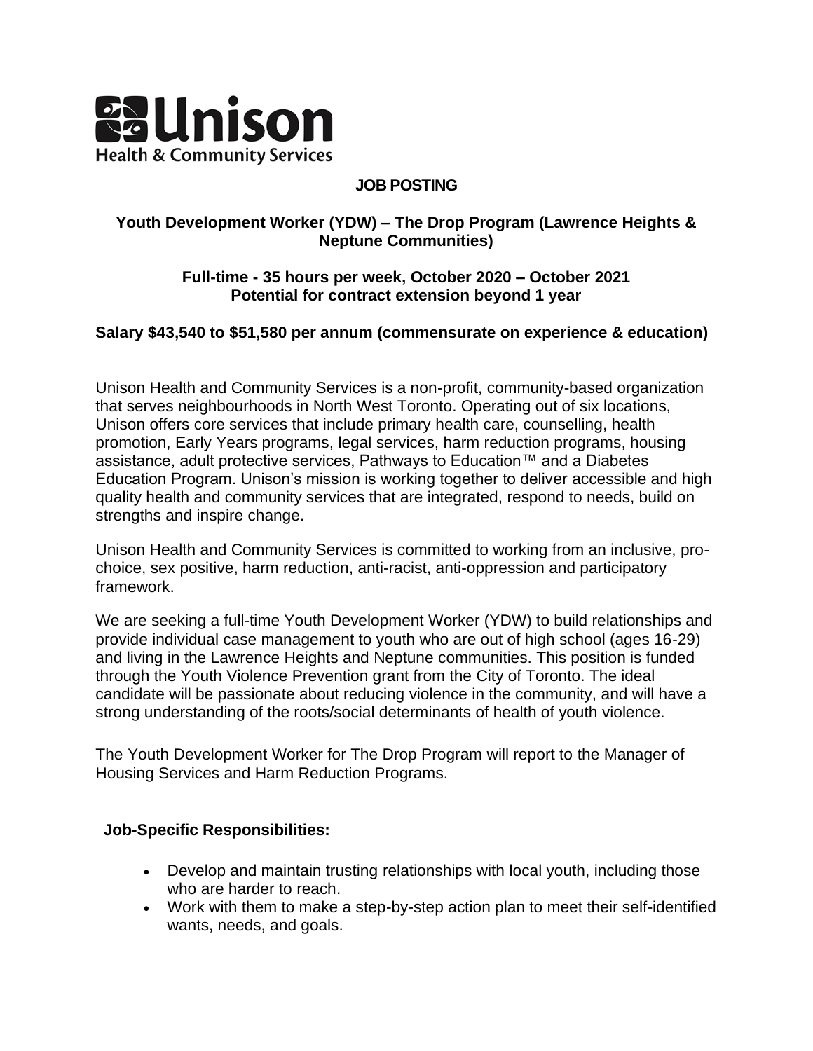**Unison**
Health & Community Services

# JOB POSTING

## Youth Development Worker (YDW) – The Drop Program (Lawrence Heights & Neptune Communities)

**Full-time - 35 hours per week, October 2020 – October 2021**
**Potential for contract extension beyond 1 year**

**Salary $43,540 to $51,580 per annum (commensurate on experience & education)**

Unison Health and Community Services is a non-profit, community-based organization that serves neighbourhoods in North West Toronto. Operating out of six locations, Unison offers core services that include primary health care, counselling, health promotion, Early Years programs, legal services, harm reduction programs, housing assistance, adult protective services, Pathways to Education™ and a Diabetes Education Program. Unison's mission is working together to deliver accessible and high quality health and community services that are integrated, respond to needs, build on strengths and inspire change.

Unison Health and Community Services is committed to working from an inclusive, pro-choice, sex positive, harm reduction, anti-racist, anti-oppression and participatory framework.

We are seeking a full-time Youth Development Worker (YDW) to build relationships and provide individual case management to youth who are out of high school (ages 16-29) and living in the Lawrence Heights and Neptune communities. This position is funded through the Youth Violence Prevention grant from the City of Toronto. The ideal candidate will be passionate about reducing violence in the community, and will have a strong understanding of the roots/social determinants of health of youth violence.

The Youth Development Worker for The Drop Program will report to the Manager of Housing Services and Harm Reduction Programs.

### Job-Specific Responsibilities:

- Develop and maintain trusting relationships with local youth, including those who are harder to reach.
- Work with them to make a step-by-step action plan to meet their self-identified wants, needs, and goals.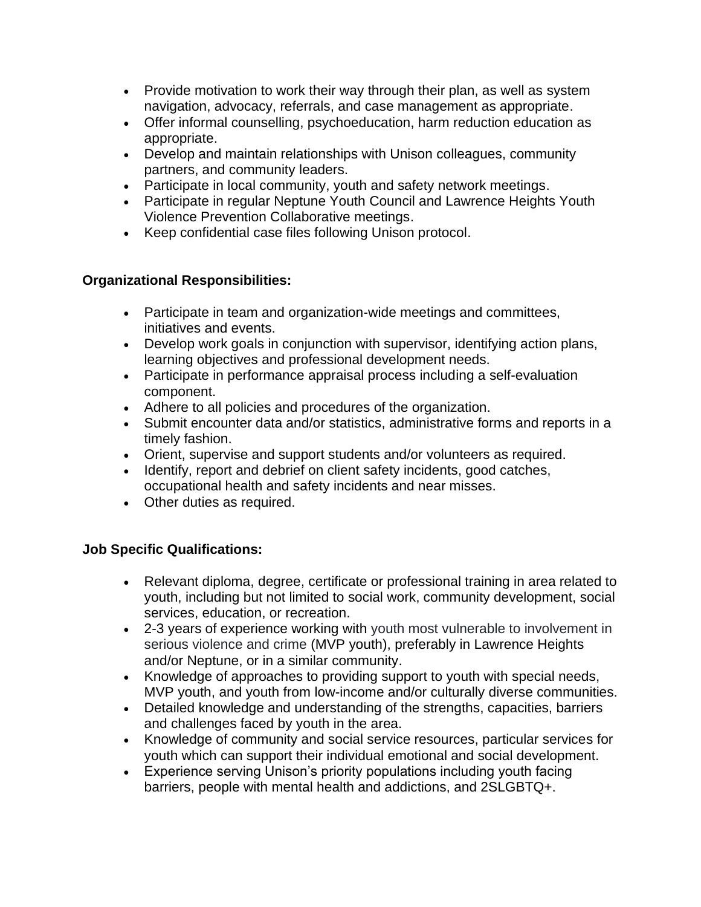- Provide motivation to work their way through their plan, as well as system navigation, advocacy, referrals, and case management as appropriate.
- Offer informal counselling, psychoeducation, harm reduction education as appropriate.
- Develop and maintain relationships with Unison colleagues, community partners, and community leaders.
- Participate in local community, youth and safety network meetings.
- Participate in regular Neptune Youth Council and Lawrence Heights Youth Violence Prevention Collaborative meetings.
- Keep confidential case files following Unison protocol.

**Organizational Responsibilities:**

- Participate in team and organization-wide meetings and committees, initiatives and events.
- Develop work goals in conjunction with supervisor, identifying action plans, learning objectives and professional development needs.
- Participate in performance appraisal process including a self-evaluation component.
- Adhere to all policies and procedures of the organization.
- Submit encounter data and/or statistics, administrative forms and reports in a timely fashion.
- Orient, supervise and support students and/or volunteers as required.
- Identify, report and debrief on client safety incidents, good catches, occupational health and safety incidents and near misses.
- Other duties as required.

**Job Specific Qualifications:**

- Relevant diploma, degree, certificate or professional training in area related to youth, including but not limited to social work, community development, social services, education, or recreation.
- 2-3 years of experience working with youth most vulnerable to involvement in serious violence and crime (MVP youth), preferably in Lawrence Heights and/or Neptune, or in a similar community.
- Knowledge of approaches to providing support to youth with special needs, MVP youth, and youth from low-income and/or culturally diverse communities.
- Detailed knowledge and understanding of the strengths, capacities, barriers and challenges faced by youth in the area.
- Knowledge of community and social service resources, particular services for youth which can support their individual emotional and social development.
- Experience serving Unison's priority populations including youth facing barriers, people with mental health and addictions, and 2SLGBTQ+.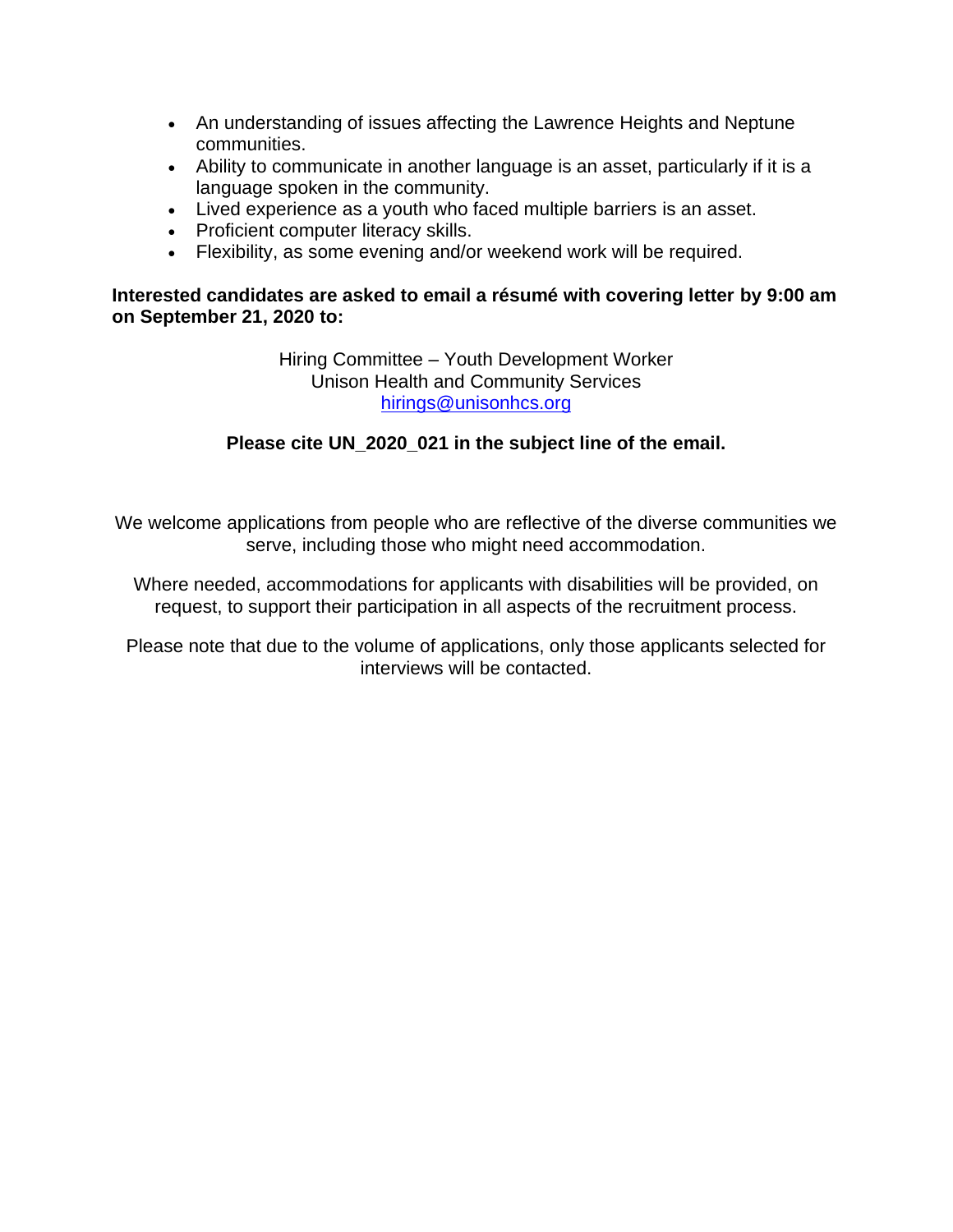- An understanding of issues affecting the Lawrence Heights and Neptune communities.
- Ability to communicate in another language is an asset, particularly if it is a language spoken in the community.
- Lived experience as a youth who faced multiple barriers is an asset.
- Proficient computer literacy skills.
- Flexibility, as some evening and/or weekend work will be required.

**Interested candidates are asked to email a résumé with covering letter by 9:00 am on September 21, 2020 to:**

Hiring Committee – Youth Development Worker
Unison Health and Community Services
hirings@unisonhcs.org

**Please cite UN_2020_021 in the subject line of the email.**

We welcome applications from people who are reflective of the diverse communities we serve, including those who might need accommodation.

Where needed, accommodations for applicants with disabilities will be provided, on request, to support their participation in all aspects of the recruitment process.

Please note that due to the volume of applications, only those applicants selected for interviews will be contacted.